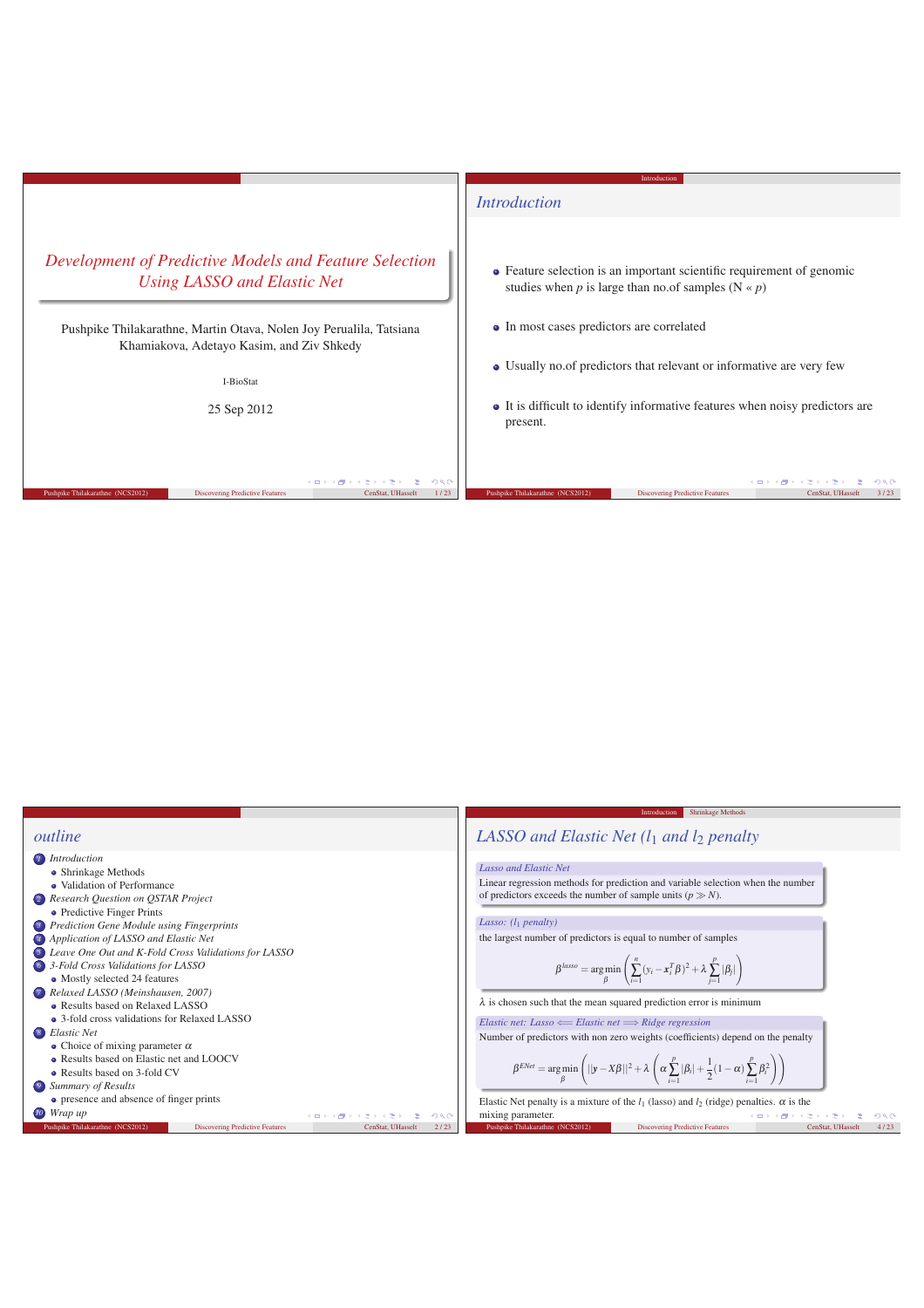# Development of Predictive Models and Feature Selection Using LASSO and Elastic Net

Pushpike Thilakarathne, Martin Otava, Nolen Joy Perualila, Tatsiana Khamiakova, Adetayo Kasim, and Ziv Shkedy

I-BioStat

25 Sep 2012

## Introduction

- Feature selection is an important scientific requirement of genomic studies when $p$ is large than no.of samples (N « $p$)
- In most cases predictors are correlated
- Usually no.of predictors that relevant or informative are very few
- It is difficult to identify informative features when noisy predictors are present.

## outline

1. *Introduction*
   - Shrinkage Methods
   - Validation of Performance
2. *Research Question on QSTAR Project*
   - Predictive Finger Prints
3. *Prediction Gene Module using Fingerprints*
4. *Application of LASSO and Elastic Net*
5. *Leave One Out and K-Fold Cross Validations for LASSO*
6. *3-Fold Cross Validations for LASSO*
   - Mostly selected 24 features
7. *Relaxed LASSO (Meinshausen, 2007)*
   - Results based on Relaxed LASSO
   - 3-fold cross validations for Relaxed LASSO
8. *Elastic Net*
   - Choice of mixing parameter $\alpha$
   - Results based on Elastic net and LOOCV
   - Results based on 3-fold CV
9. *Summary of Results*
   - presence and absence of finger prints
10. *Wrap up*

## LASSO and Elastic Net ($l_1$ and $l_2$ penalty)

*Lasso and Elastic Net*

Linear regression methods for prediction and variable selection when the number of predictors exceeds the number of sample units ($p \gg N$).

*Lasso: ($l_1$ penalty)*

the largest number of predictors is equal to number of samples

$$\beta^{lasso} = \arg\min_{\beta}\left(\sum_{i=1}^{n}(y_i - \mathbf{x}_i^T\beta)^2 + \lambda\sum_{j=1}^{p}|\beta_j|\right)$$

$\lambda$ is chosen such that the mean squared prediction error is minimum

*Elastic net: Lasso $\Longleftarrow$ Elastic net $\Longrightarrow$ Ridge regression*

Number of predictors with non zero weights (coefficients) depend on the penalty

$$\beta^{ENet} = \arg\min_{\beta}\left(||y - X\beta||^2 + \lambda\left(\alpha\sum_{i=1}^{p}|\beta_i| + \frac{1}{2}(1-\alpha)\sum_{i=1}^{p}\beta_i^2\right)\right)$$

Elastic Net penalty is a mixture of the $l_1$ (lasso) and $l_2$ (ridge) penalties. $\alpha$ is the mixing parameter.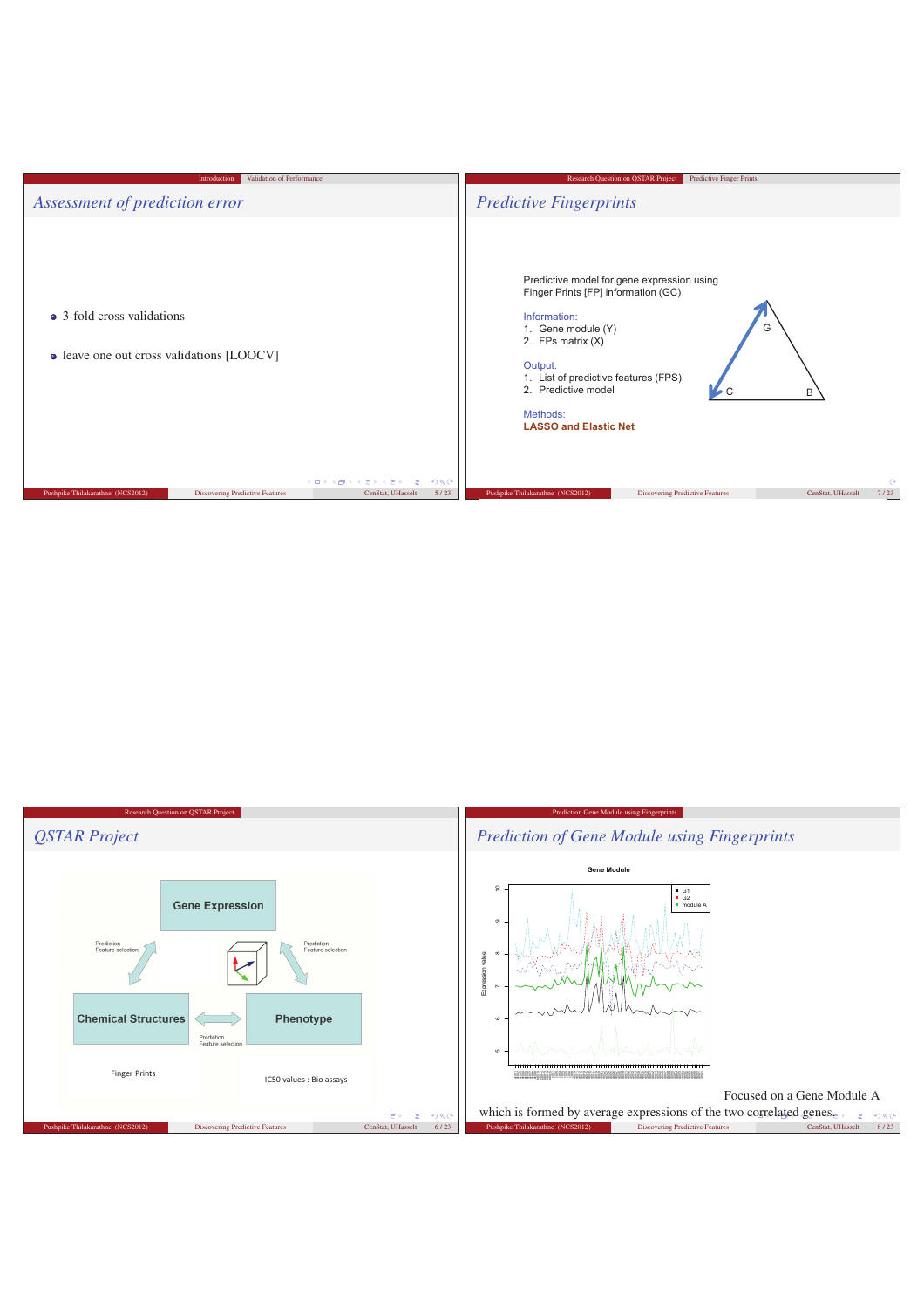## Assessment of prediction error

- 3-fold cross validations
- leave one out cross validations [LOOCV]

## QSTAR Project

Gene Expression

Prediction Feature selection

Prediction Feature selection

Chemical Structures

Phenotype

Prediction Feature selection

Finger Prints

IC50 values : Bio assays

## Predictive Fingerprints

Predictive model for gene expression using Finger Prints [FP] information (GC)

Information:

1. Gene module (Y)
2. FPs matrix (X)

Output:

1. List of predictive features (FPS).
2. Predictive model

Methods:

**LASSO and Elastic Net**

G

C

B

## Prediction of Gene Module using Fingerprints

Gene Module

Focused on a Gene Module A which is formed by average expressions of the two correlated genes.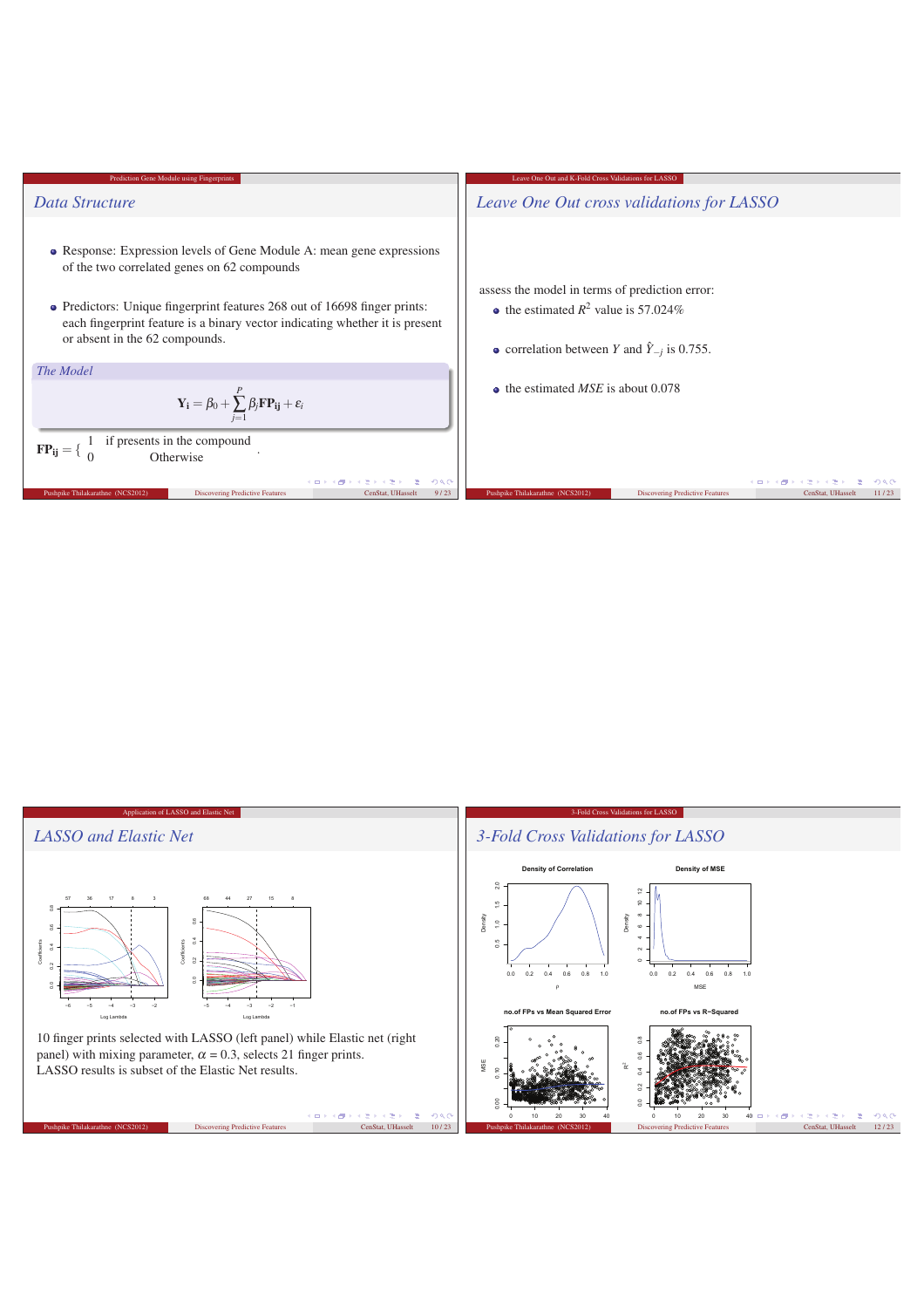## Data Structure

- Response: Expression levels of Gene Module A: mean gene expressions of the two correlated genes on 62 compounds
- Predictors: Unique fingerprint features 268 out of 16698 finger prints: each fingerprint feature is a binary vector indicating whether it is present or absent in the 62 compounds.

**The Model**

$$\mathbf{Y_i} = \beta_0 + \sum_{j=1}^{P} \beta_j \mathbf{FP_{ij}} + \varepsilon_i$$

$$\mathbf{FP_{ij}} = \begin{cases} 1 & \text{if presents in the compound} \\ 0 & \text{Otherwise} \end{cases}.$$

## Leave One Out cross validations for LASSO

assess the model in terms of prediction error:

- the estimated $R^2$ value is 57.024%
- correlation between $Y$ and $\hat{Y}_{-j}$ is 0.755.
- the estimated $MSE$ is about 0.078

## LASSO and Elastic Net

10 finger prints selected with LASSO (left panel) while Elastic net (right panel) with mixing parameter, $\alpha = 0.3$, selects 21 finger prints.
LASSO results is subset of the Elastic Net results.

## 3-Fold Cross Validations for LASSO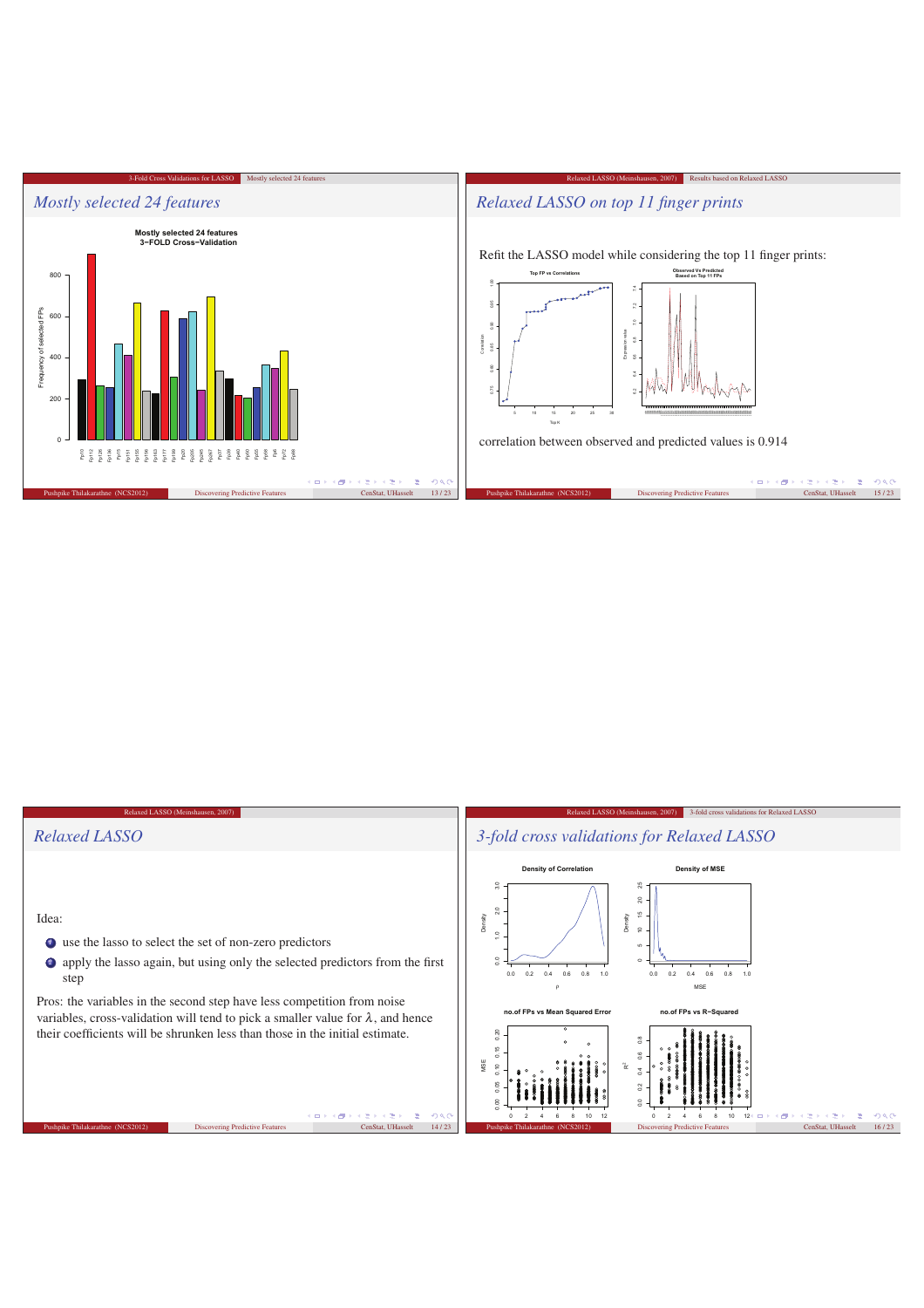## Mostly selected 24 features

## Relaxed LASSO on top 11 finger prints

Refit the LASSO model while considering the top 11 finger prints:

correlation between observed and predicted values is 0.914

## Relaxed LASSO

Idea:

1. use the lasso to select the set of non-zero predictors
2. apply the lasso again, but using only the selected predictors from the first step

Pros: the variables in the second step have less competition from noise variables, cross-validation will tend to pick a smaller value for $\lambda$, and hence their coefficients will be shrunken less than those in the initial estimate.

## 3-fold cross validations for Relaxed LASSO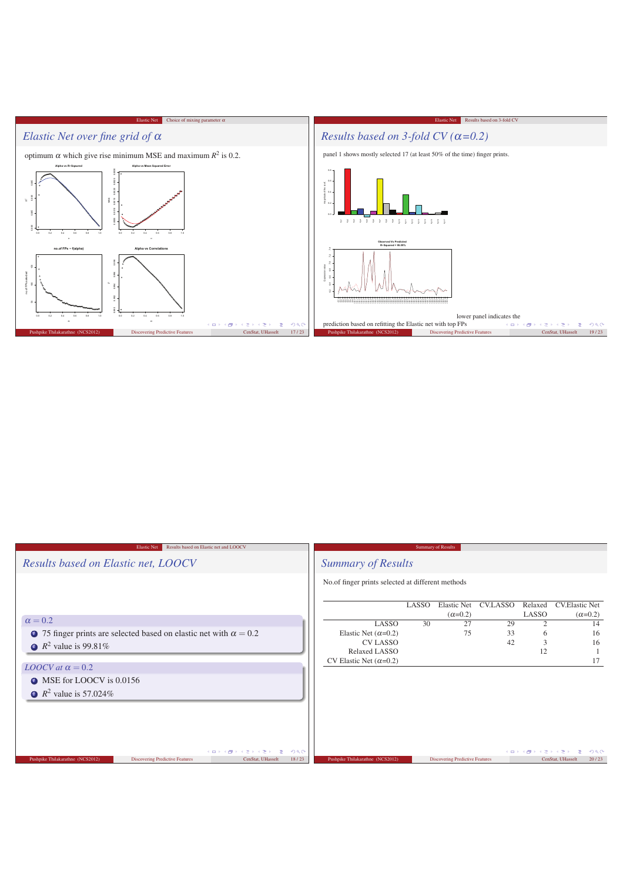## Elastic Net over fine grid of $\alpha$

optimum $\alpha$ which give rise minimum MSE and maximum $R^2$ is 0.2.

## Results based on 3-fold CV ($\alpha$=0.2)

panel 1 shows mostly selected 17 (at least 50% of the time) finger prints.

lower panel indicates the prediction based on refitting the Elastic net with top FPs

## Results based on Elastic net, LOOCV

**$\alpha = 0.2$**

1. 75 finger prints are selected based on elastic net with $\alpha = 0.2$
2. $R^2$ value is 99.81%

**LOOCV at $\alpha = 0.2$**

1. MSE for LOOCV is 0.0156
2. $R^2$ value is 57.024%

## Summary of Results

No.of finger prints selected at different methods

| | LASSO | Elastic Net ($\alpha$=0.2) | CV.LASSO | Relaxed LASSO | CV.Elastic Net ($\alpha$=0.2) |
|---|---|---|---|---|---|
| LASSO | 30 | 27 | 29 | 2 | 14 |
| Elastic Net ($\alpha$=0.2) | | 75 | 33 | 6 | 16 |
| CV LASSO | | | 42 | 3 | 16 |
| Relaxed LASSO | | | | 12 | 1 |
| CV Elastic Net ($\alpha$=0.2) | | | | | 17 |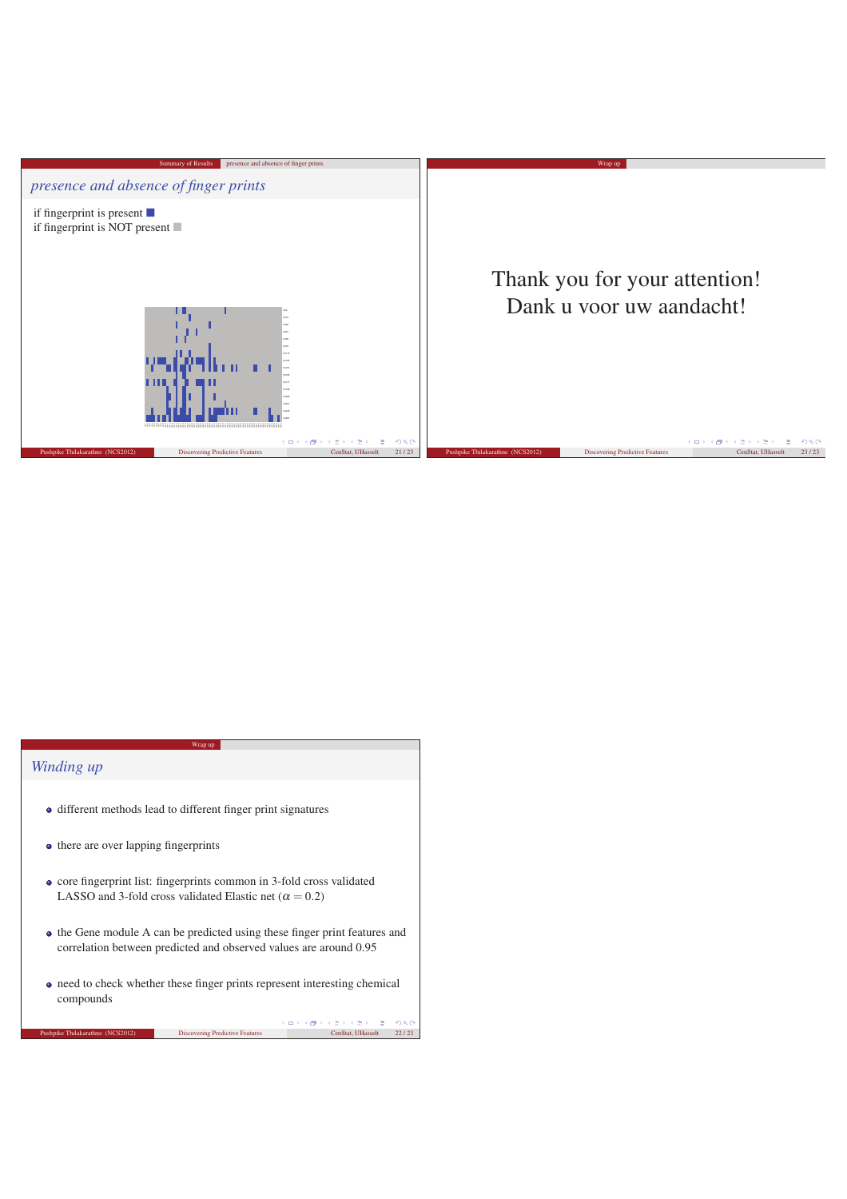## presence and absence of finger prints

if fingerprint is present ■
if fingerprint is NOT present ■

## Winding up

- different methods lead to different finger print signatures
- there are over lapping fingerprints
- core fingerprint list: fingerprints common in 3-fold cross validated LASSO and 3-fold cross validated Elastic net ($\alpha = 0.2$)
- the Gene module A can be predicted using these finger print features and correlation between predicted and observed values are around 0.95
- need to check whether these finger prints represent interesting chemical compounds

Thank you for your attention!
Dank u voor uw aandacht!